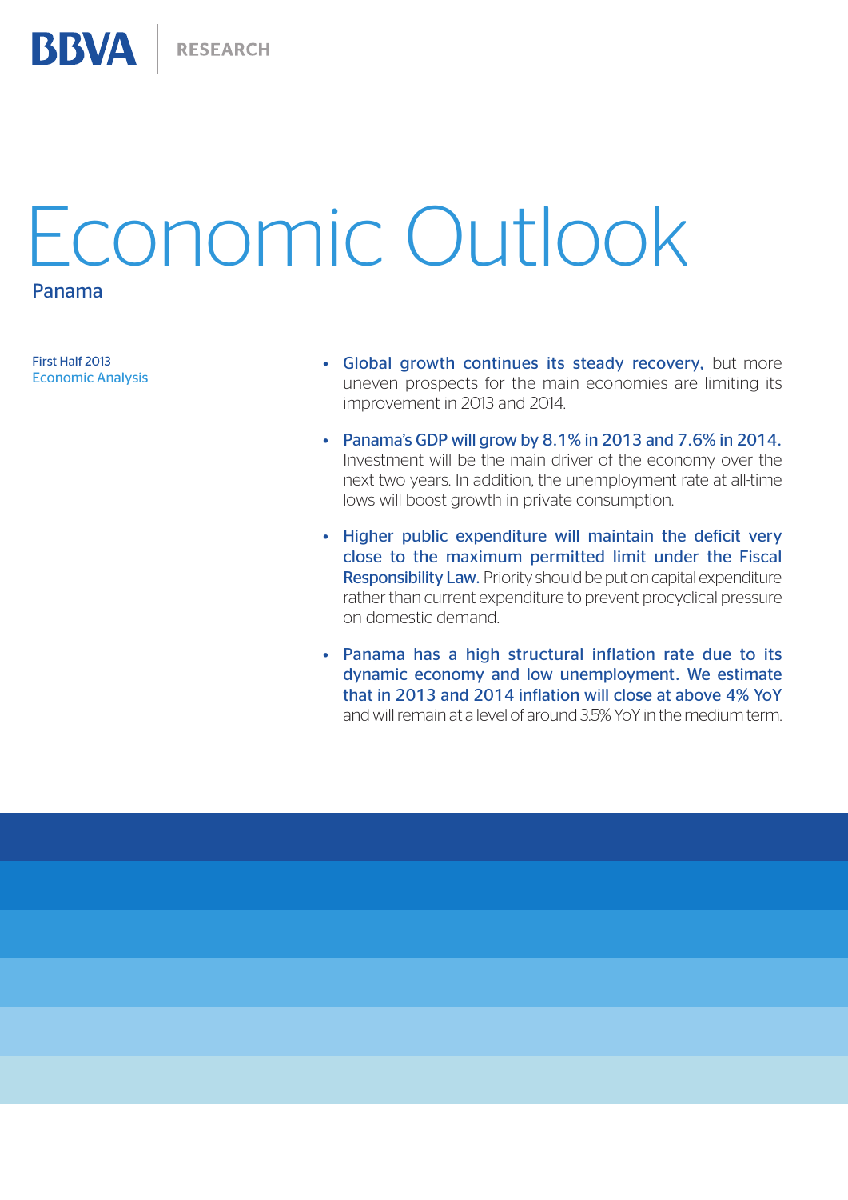BBVA | RESEARCH

# Economic Outlook

## Panama

First Half 2013
Economic Analysis

- **Global growth continues its steady recovery,** but more uneven prospects for the main economies are limiting its improvement in 2013 and 2014.

- **Panama's GDP will grow by 8.1% in 2013 and 7.6% in 2014.** Investment will be the main driver of the economy over the next two years. In addition, the unemployment rate at all-time lows will boost growth in private consumption.

- **Higher public expenditure will maintain the deficit very close to the maximum permitted limit under the Fiscal Responsibility Law.** Priority should be put on capital expenditure rather than current expenditure to prevent procyclical pressure on domestic demand.

- **Panama has a high structural inflation rate due to its dynamic economy and low unemployment. We estimate that in 2013 and 2014 inflation will close at above 4% YoY** and will remain at a level of around 3.5% YoY in the medium term.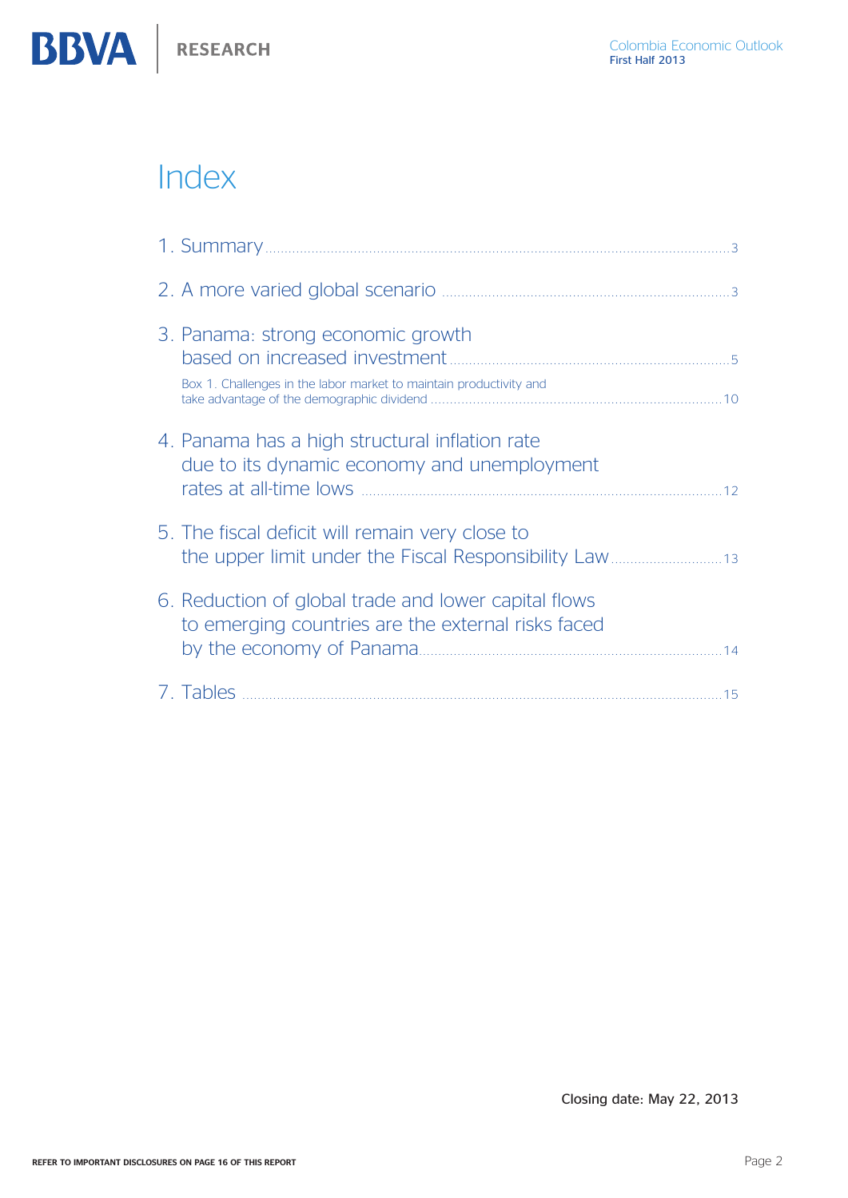# Index

1. Summary ... 3

2. A more varied global scenario ... 3

3. Panama: strong economic growth based on increased investment ... 5

   Box 1. Challenges in the labor market to maintain productivity and take advantage of the demographic dividend ... 10

4. Panama has a high structural inflation rate due to its dynamic economy and unemployment rates at all-time lows ... 12

5. The fiscal deficit will remain very close to the upper limit under the Fiscal Responsibility Law ... 13

6. Reduction of global trade and lower capital flows to emerging countries are the external risks faced by the economy of Panama ... 14

7. Tables ... 15

Closing date: May 22, 2013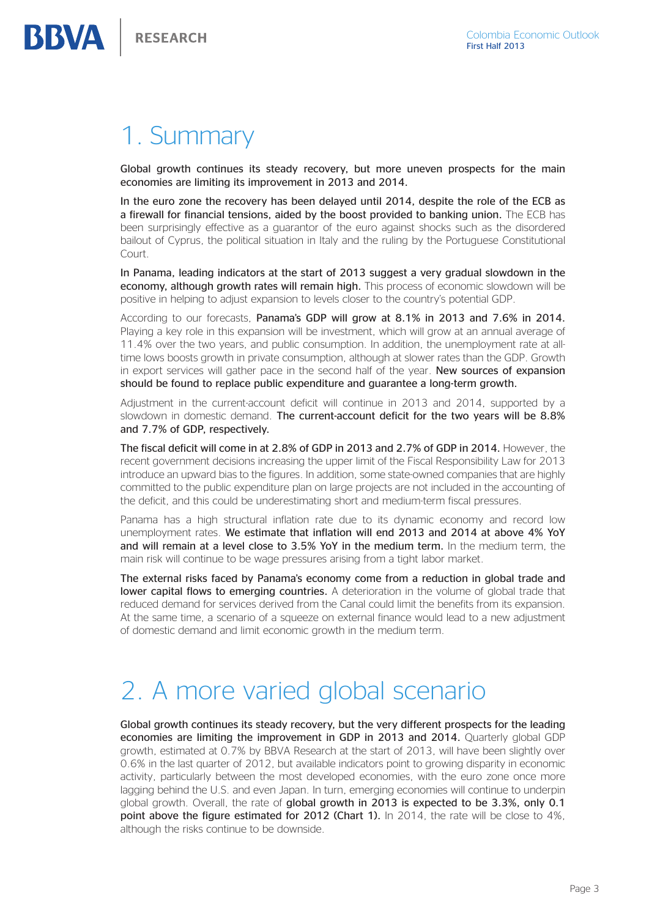# 1. Summary

**Global growth continues its steady recovery, but more uneven prospects for the main economies are limiting its improvement in 2013 and 2014.**

**In the euro zone the recovery has been delayed until 2014, despite the role of the ECB as a firewall for financial tensions, aided by the boost provided to banking union.** The ECB has been surprisingly effective as a guarantor of the euro against shocks such as the disordered bailout of Cyprus, the political situation in Italy and the ruling by the Portuguese Constitutional Court.

**In Panama, leading indicators at the start of 2013 suggest a very gradual slowdown in the economy, although growth rates will remain high.** This process of economic slowdown will be positive in helping to adjust expansion to levels closer to the country's potential GDP.

According to our forecasts, **Panama's GDP will grow at 8.1% in 2013 and 7.6% in 2014.** Playing a key role in this expansion will be investment, which will grow at an annual average of 11.4% over the two years, and public consumption. In addition, the unemployment rate at all-time lows boosts growth in private consumption, although at slower rates than the GDP. Growth in export services will gather pace in the second half of the year. **New sources of expansion should be found to replace public expenditure and guarantee a long-term growth.**

Adjustment in the current-account deficit will continue in 2013 and 2014, supported by a slowdown in domestic demand. **The current-account deficit for the two years will be 8.8% and 7.7% of GDP, respectively.**

**The fiscal deficit will come in at 2.8% of GDP in 2013 and 2.7% of GDP in 2014.** However, the recent government decisions increasing the upper limit of the Fiscal Responsibility Law for 2013 introduce an upward bias to the figures. In addition, some state-owned companies that are highly committed to the public expenditure plan on large projects are not included in the accounting of the deficit, and this could be underestimating short and medium-term fiscal pressures.

Panama has a high structural inflation rate due to its dynamic economy and record low unemployment rates. **We estimate that inflation will end 2013 and 2014 at above 4% YoY and will remain at a level close to 3.5% YoY in the medium term.** In the medium term, the main risk will continue to be wage pressures arising from a tight labor market.

**The external risks faced by Panama's economy come from a reduction in global trade and lower capital flows to emerging countries.** A deterioration in the volume of global trade that reduced demand for services derived from the Canal could limit the benefits from its expansion. At the same time, a scenario of a squeeze on external finance would lead to a new adjustment of domestic demand and limit economic growth in the medium term.

# 2. A more varied global scenario

**Global growth continues its steady recovery, but the very different prospects for the leading economies are limiting the improvement in GDP in 2013 and 2014.** Quarterly global GDP growth, estimated at 0.7% by BBVA Research at the start of 2013, will have been slightly over 0.6% in the last quarter of 2012, but available indicators point to growing disparity in economic activity, particularly between the most developed economies, with the euro zone once more lagging behind the U.S. and even Japan. In turn, emerging economies will continue to underpin global growth. Overall, the rate of **global growth in 2013 is expected to be 3.3%, only 0.1 point above the figure estimated for 2012 (Chart 1).** In 2014, the rate will be close to 4%, although the risks continue to be downside.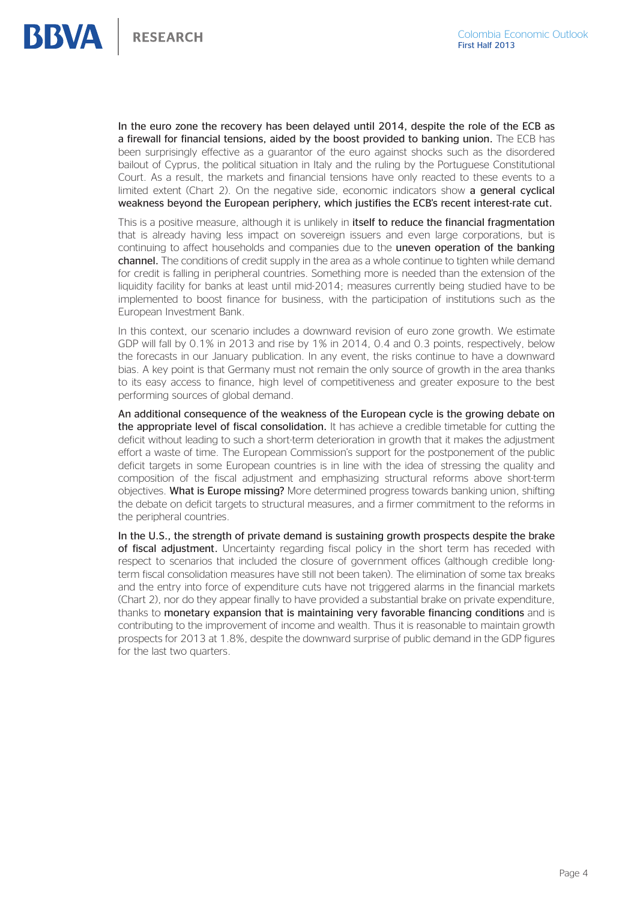**In the euro zone the recovery has been delayed until 2014, despite the role of the ECB as a firewall for financial tensions, aided by the boost provided to banking union.** The ECB has been surprisingly effective as a guarantor of the euro against shocks such as the disordered bailout of Cyprus, the political situation in Italy and the ruling by the Portuguese Constitutional Court. As a result, the markets and financial tensions have only reacted to these events to a limited extent (Chart 2). On the negative side, economic indicators show **a general cyclical weakness beyond the European periphery, which justifies the ECB's recent interest-rate cut.**

This is a positive measure, although it is unlikely in **itself to reduce the financial fragmentation** that is already having less impact on sovereign issuers and even large corporations, but is continuing to affect households and companies due to the **uneven operation of the banking channel.** The conditions of credit supply in the area as a whole continue to tighten while demand for credit is falling in peripheral countries. Something more is needed than the extension of the liquidity facility for banks at least until mid-2014; measures currently being studied have to be implemented to boost finance for business, with the participation of institutions such as the European Investment Bank.

In this context, our scenario includes a downward revision of euro zone growth. We estimate GDP will fall by 0.1% in 2013 and rise by 1% in 2014, 0.4 and 0.3 points, respectively, below the forecasts in our January publication. In any event, the risks continue to have a downward bias. A key point is that Germany must not remain the only source of growth in the area thanks to its easy access to finance, high level of competitiveness and greater exposure to the best performing sources of global demand.

**An additional consequence of the weakness of the European cycle is the growing debate on the appropriate level of fiscal consolidation.** It has achieve a credible timetable for cutting the deficit without leading to such a short-term deterioration in growth that it makes the adjustment effort a waste of time. The European Commission's support for the postponement of the public deficit targets in some European countries is in line with the idea of stressing the quality and composition of the fiscal adjustment and emphasizing structural reforms above short-term objectives. **What is Europe missing?** More determined progress towards banking union, shifting the debate on deficit targets to structural measures, and a firmer commitment to the reforms in the peripheral countries.

**In the U.S., the strength of private demand is sustaining growth prospects despite the brake of fiscal adjustment.** Uncertainty regarding fiscal policy in the short term has receded with respect to scenarios that included the closure of government offices (although credible long-term fiscal consolidation measures have still not been taken). The elimination of some tax breaks and the entry into force of expenditure cuts have not triggered alarms in the financial markets (Chart 2), nor do they appear finally to have provided a substantial brake on private expenditure, thanks to **monetary expansion that is maintaining very favorable financing conditions** and is contributing to the improvement of income and wealth. Thus it is reasonable to maintain growth prospects for 2013 at 1.8%, despite the downward surprise of public demand in the GDP figures for the last two quarters.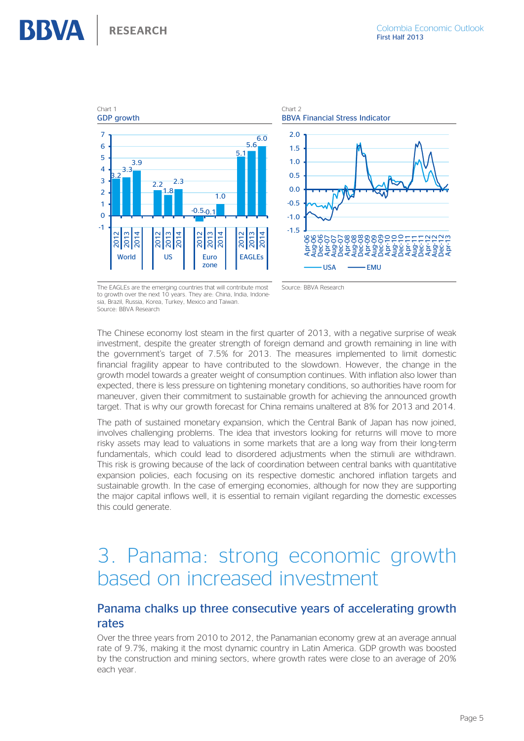Chart 1

GDP growth

| | 2012 | 2013 | 2014 |
|---|---|---|---|
| World | 3.2 | 3.3 | 3.9 |
| US | 2.2 | 1.8 | 2.3 |
| Euro zone | -0.5 | -0.1 | 1.0 |
| EAGLEs | 5.1 | 5.6 | 6.0 |

The EAGLEs are the emerging countries that will contribute most to growth over the next 10 years. They are: China, India, Indonesia, Brazil, Russia, Korea, Turkey, Mexico and Taiwan.
Source: BBVA Research

Chart 2

BBVA Financial Stress Indicator

Source: BBVA Research

The Chinese economy lost steam in the first quarter of 2013, with a negative surprise of weak investment, despite the greater strength of foreign demand and growth remaining in line with the government's target of 7.5% for 2013. The measures implemented to limit domestic financial fragility appear to have contributed to the slowdown. However, the change in the growth model towards a greater weight of consumption continues. With inflation also lower than expected, there is less pressure on tightening monetary conditions, so authorities have room for maneuver, given their commitment to sustainable growth for achieving the announced growth target. That is why our growth forecast for China remains unaltered at 8% for 2013 and 2014.

The path of sustained monetary expansion, which the Central Bank of Japan has now joined, involves challenging problems. The idea that investors looking for returns will move to more risky assets may lead to valuations in some markets that are a long way from their long-term fundamentals, which could lead to disordered adjustments when the stimuli are withdrawn. This risk is growing because of the lack of coordination between central banks with quantitative expansion policies, each focusing on its respective domestic anchored inflation targets and sustainable growth. In the case of emerging economies, although for now they are supporting the major capital inflows well, it is essential to remain vigilant regarding the domestic excesses this could generate.

# 3. Panama: strong economic growth based on increased investment

## Panama chalks up three consecutive years of accelerating growth rates

Over the three years from 2010 to 2012, the Panamanian economy grew at an average annual rate of 9.7%, making it the most dynamic country in Latin America. GDP growth was boosted by the construction and mining sectors, where growth rates were close to an average of 20% each year.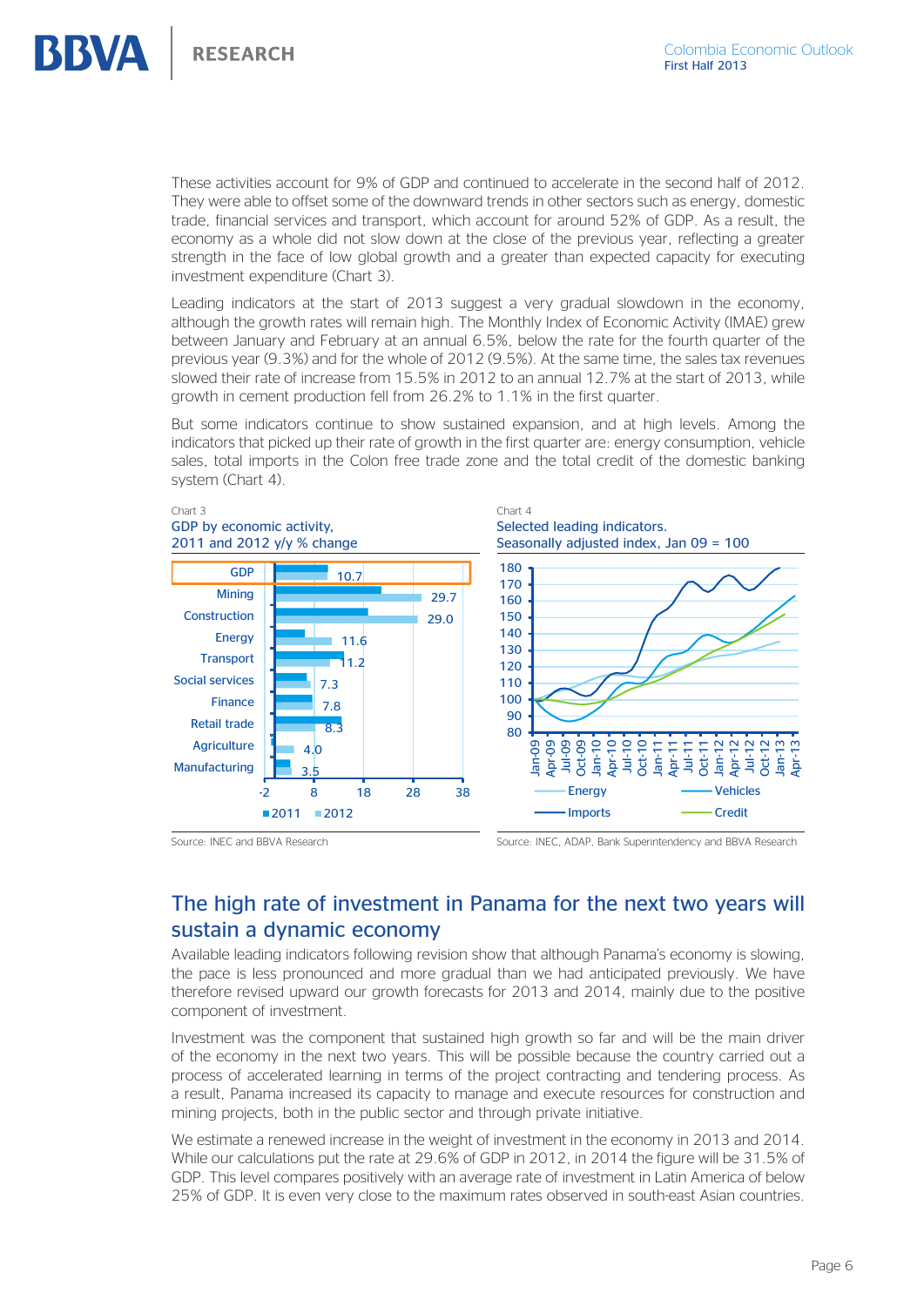These activities account for 9% of GDP and continued to accelerate in the second half of 2012. They were able to offset some of the downward trends in other sectors such as energy, domestic trade, financial services and transport, which account for around 52% of GDP. As a result, the economy as a whole did not slow down at the close of the previous year, reflecting a greater strength in the face of low global growth and a greater than expected capacity for executing investment expenditure (Chart 3).

Leading indicators at the start of 2013 suggest a very gradual slowdown in the economy, although the growth rates will remain high. The Monthly Index of Economic Activity (IMAE) grew between January and February at an annual 6.5%, below the rate for the fourth quarter of the previous year (9.3%) and for the whole of 2012 (9.5%). At the same time, the sales tax revenues slowed their rate of increase from 15.5% in 2012 to an annual 12.7% at the start of 2013, while growth in cement production fell from 26.2% to 1.1% in the first quarter.

But some indicators continue to show sustained expansion, and at high levels. Among the indicators that picked up their rate of growth in the first quarter are: energy consumption, vehicle sales, total imports in the Colon free trade zone and the total credit of the domestic banking system (Chart 4).

Chart 3
GDP by economic activity, 2011 and 2012 y/y % change

| Activity | 2012 |
|---|---|
| GDP | 10.7 |
| Mining | 29.7 |
| Construction | 29.0 |
| Energy | 11.6 |
| Transport | 11.2 |
| Social services | 7.3 |
| Finance | 7.8 |
| Retail trade | 8.3 |
| Agriculture | 4.0 |
| Manufacturing | 3.5 |

■2011 ■2012

Source: INEC and BBVA Research

Chart 4
Selected leading indicators. Seasonally adjusted index, Jan 09 = 100

Series: Energy, Vehicles, Imports, Credit

Source: INEC, ADAP, Bank Superintendency and BBVA Research

## The high rate of investment in Panama for the next two years will sustain a dynamic economy

Available leading indicators following revision show that although Panama's economy is slowing, the pace is less pronounced and more gradual than we had anticipated previously. We have therefore revised upward our growth forecasts for 2013 and 2014, mainly due to the positive component of investment.

Investment was the component that sustained high growth so far and will be the main driver of the economy in the next two years. This will be possible because the country carried out a process of accelerated learning in terms of the project contracting and tendering process. As a result, Panama increased its capacity to manage and execute resources for construction and mining projects, both in the public sector and through private initiative.

We estimate a renewed increase in the weight of investment in the economy in 2013 and 2014. While our calculations put the rate at 29.6% of GDP in 2012, in 2014 the figure will be 31.5% of GDP. This level compares positively with an average rate of investment in Latin America of below 25% of GDP. It is even very close to the maximum rates observed in south-east Asian countries.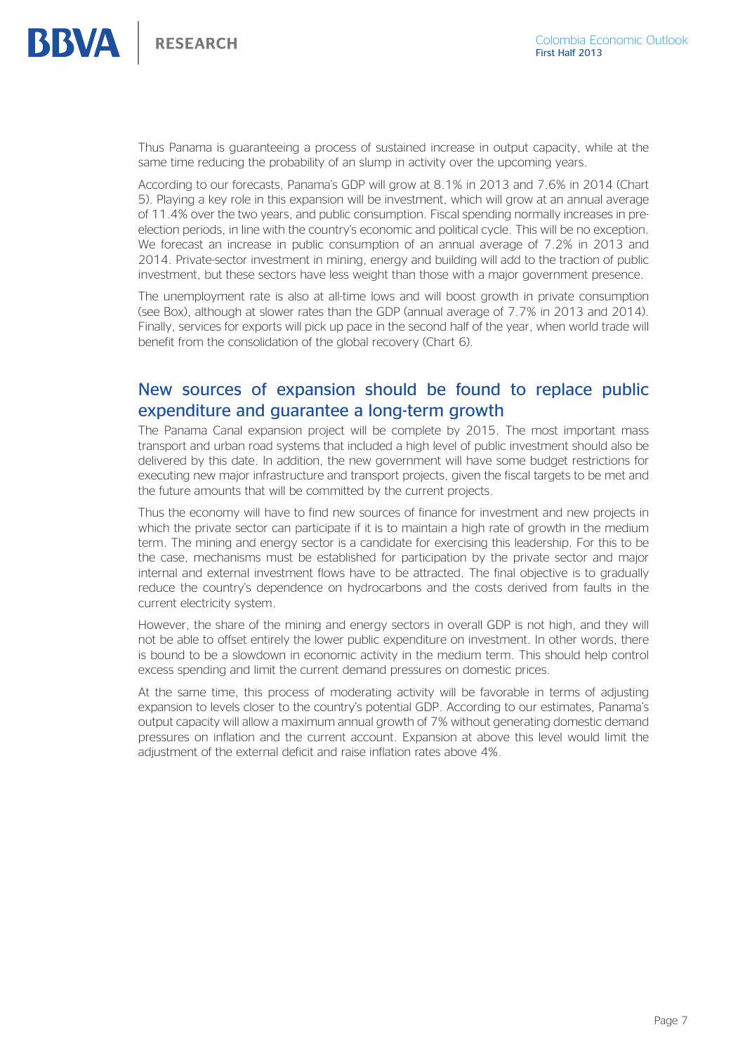Thus Panama is guaranteeing a process of sustained increase in output capacity, while at the same time reducing the probability of an slump in activity over the upcoming years.

According to our forecasts, Panama's GDP will grow at 8.1% in 2013 and 7.6% in 2014 (Chart 5). Playing a key role in this expansion will be investment, which will grow at an annual average of 11.4% over the two years, and public consumption. Fiscal spending normally increases in pre-election periods, in line with the country's economic and political cycle. This will be no exception. We forecast an increase in public consumption of an annual average of 7.2% in 2013 and 2014. Private-sector investment in mining, energy and building will add to the traction of public investment, but these sectors have less weight than those with a major government presence.

The unemployment rate is also at all-time lows and will boost growth in private consumption (see Box), although at slower rates than the GDP (annual average of 7.7% in 2013 and 2014). Finally, services for exports will pick up pace in the second half of the year, when world trade will benefit from the consolidation of the global recovery (Chart 6).

## New sources of expansion should be found to replace public expenditure and guarantee a long-term growth

The Panama Canal expansion project will be complete by 2015. The most important mass transport and urban road systems that included a high level of public investment should also be delivered by this date. In addition, the new government will have some budget restrictions for executing new major infrastructure and transport projects, given the fiscal targets to be met and the future amounts that will be committed by the current projects.

Thus the economy will have to find new sources of finance for investment and new projects in which the private sector can participate if it is to maintain a high rate of growth in the medium term. The mining and energy sector is a candidate for exercising this leadership. For this to be the case, mechanisms must be established for participation by the private sector and major internal and external investment flows have to be attracted. The final objective is to gradually reduce the country's dependence on hydrocarbons and the costs derived from faults in the current electricity system.

However, the share of the mining and energy sectors in overall GDP is not high, and they will not be able to offset entirely the lower public expenditure on investment. In other words, there is bound to be a slowdown in economic activity in the medium term. This should help control excess spending and limit the current demand pressures on domestic prices.

At the same time, this process of moderating activity will be favorable in terms of adjusting expansion to levels closer to the country's potential GDP. According to our estimates, Panama's output capacity will allow a maximum annual growth of 7% without generating domestic demand pressures on inflation and the current account. Expansion at above this level would limit the adjustment of the external deficit and raise inflation rates above 4%.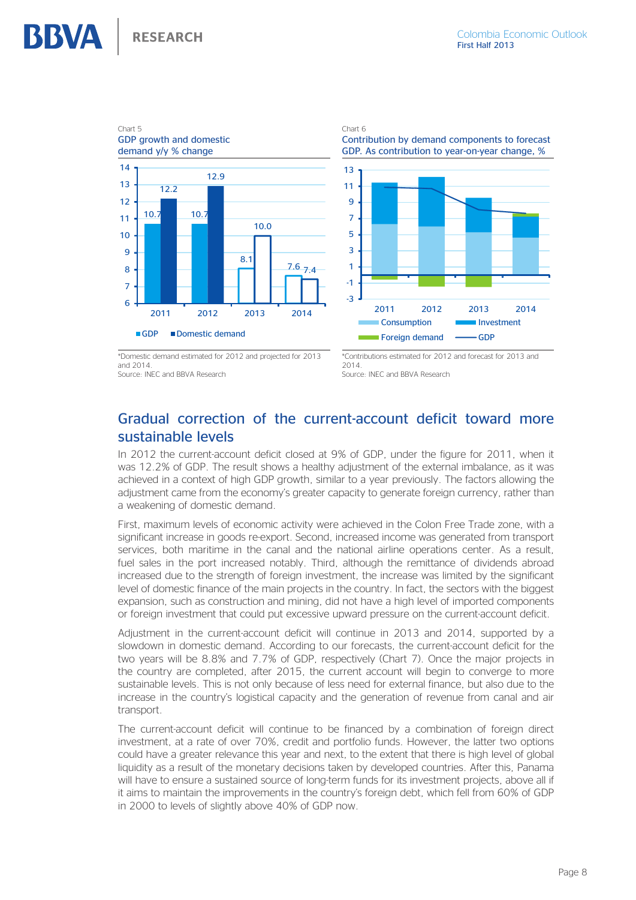Chart 5
GDP growth and domestic demand y/y % change

| | GDP | Domestic demand |
|---|---|---|
| 2011 | 10.7 | 12.2 |
| 2012 | 10.7 | 12.9 |
| 2013 | 8.1 | 10.0 |
| 2014 | 7.6 | 7.4 |

*Domestic demand estimated for 2012 and projected for 2013 and 2014.
Source: INEC and BBVA Research

Chart 6
Contribution by demand components to forecast GDP. As contribution to year-on-year change, %

Consumption, Investment, Foreign demand, GDP

*Contributions estimated for 2012 and forecast for 2013 and 2014.
Source: INEC and BBVA Research

## Gradual correction of the current-account deficit toward more sustainable levels

In 2012 the current-account deficit closed at 9% of GDP, under the figure for 2011, when it was 12.2% of GDP. The result shows a healthy adjustment of the external imbalance, as it was achieved in a context of high GDP growth, similar to a year previously. The factors allowing the adjustment came from the economy's greater capacity to generate foreign currency, rather than a weakening of domestic demand.

First, maximum levels of economic activity were achieved in the Colon Free Trade zone, with a significant increase in goods re-export. Second, increased income was generated from transport services, both maritime in the canal and the national airline operations center. As a result, fuel sales in the port increased notably. Third, although the remittance of dividends abroad increased due to the strength of foreign investment, the increase was limited by the significant level of domestic finance of the main projects in the country. In fact, the sectors with the biggest expansion, such as construction and mining, did not have a high level of imported components or foreign investment that could put excessive upward pressure on the current-account deficit.

Adjustment in the current-account deficit will continue in 2013 and 2014, supported by a slowdown in domestic demand. According to our forecasts, the current-account deficit for the two years will be 8.8% and 7.7% of GDP, respectively (Chart 7). Once the major projects in the country are completed, after 2015, the current account will begin to converge to more sustainable levels. This is not only because of less need for external finance, but also due to the increase in the country's logistical capacity and the generation of revenue from canal and air transport.

The current-account deficit will continue to be financed by a combination of foreign direct investment, at a rate of over 70%, credit and portfolio funds. However, the latter two options could have a greater relevance this year and next, to the extent that there is high level of global liquidity as a result of the monetary decisions taken by developed countries. After this, Panama will have to ensure a sustained source of long-term funds for its investment projects, above all if it aims to maintain the improvements in the country's foreign debt, which fell from 60% of GDP in 2000 to levels of slightly above 40% of GDP now.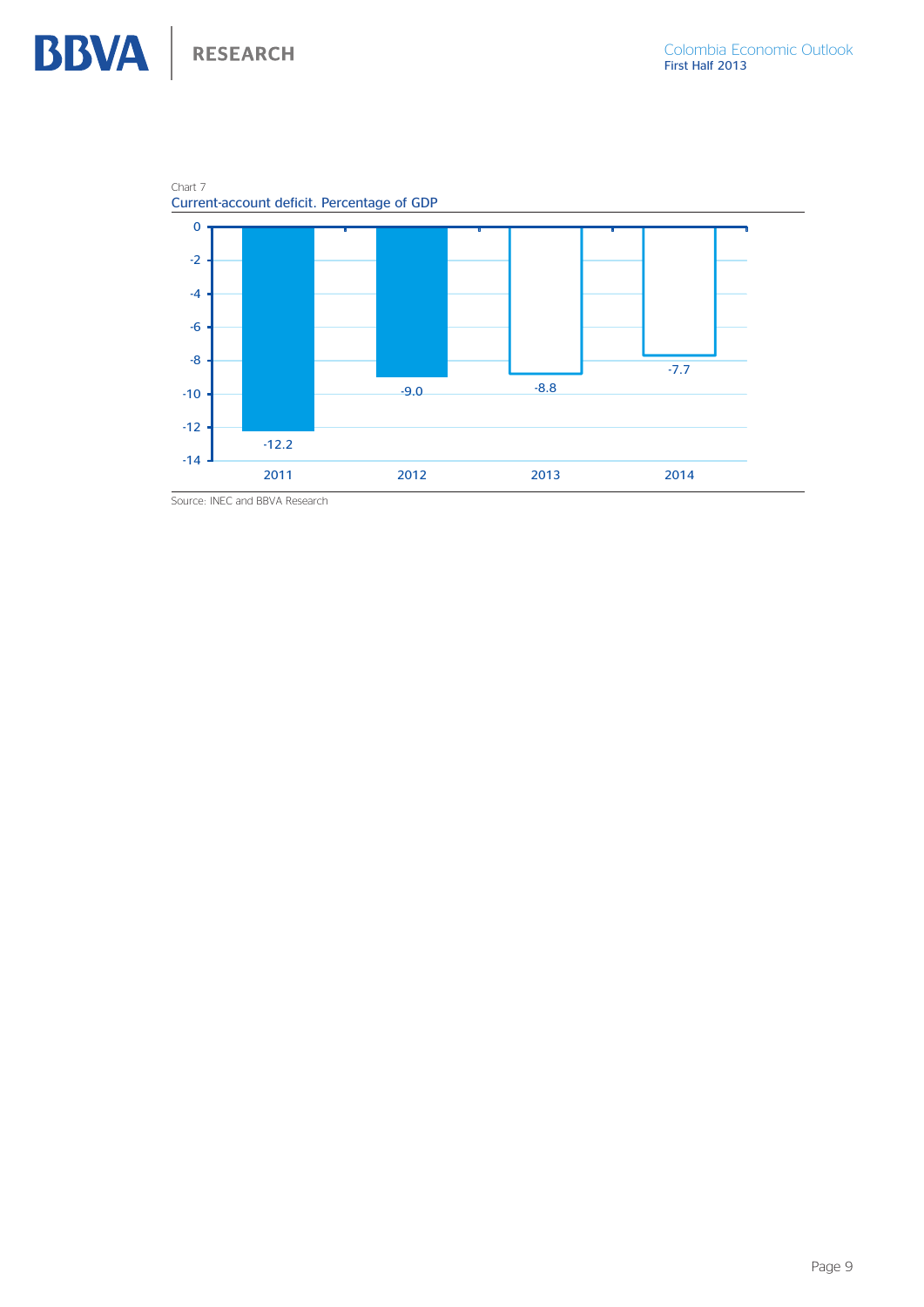Chart 7

Current-account deficit. Percentage of GDP

| Year | Percentage of GDP |
|---|---|
| 2011 | -12.2 |
| 2012 | -9.0 |
| 2013 | -8.8 |
| 2014 | -7.7 |

Source: INEC and BBVA Research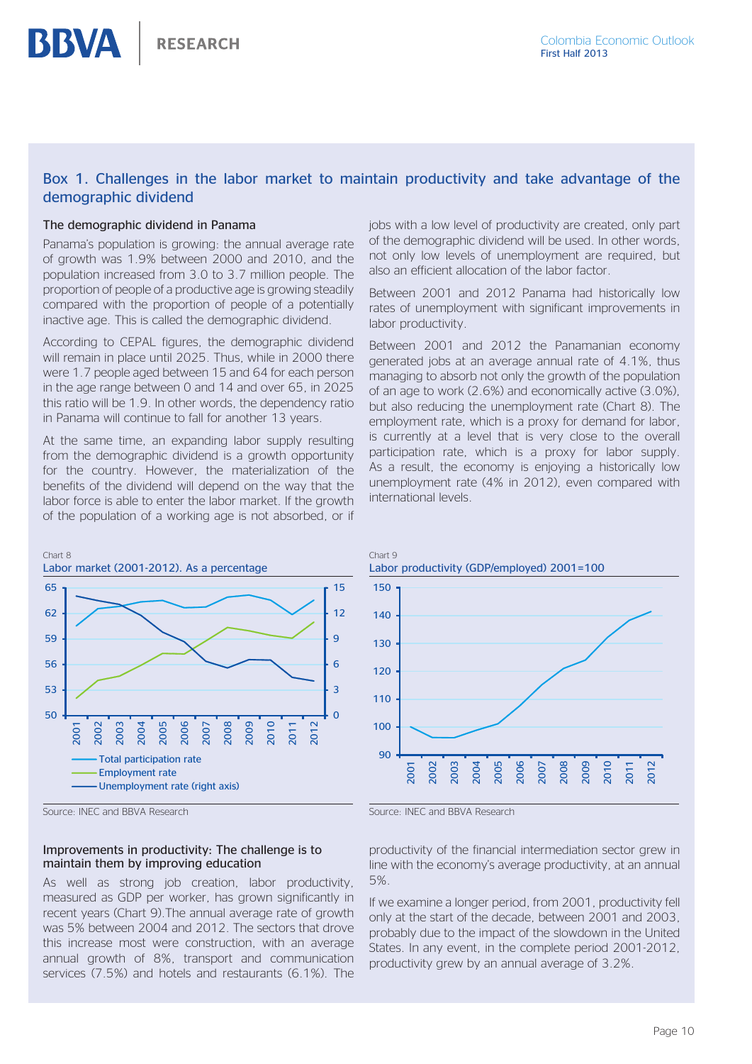## Box 1. Challenges in the labor market to maintain productivity and take advantage of the demographic dividend

### The demographic dividend in Panama

Panama's population is growing: the annual average rate of growth was 1.9% between 2000 and 2010, and the population increased from 3.0 to 3.7 million people. The proportion of people of a productive age is growing steadily compared with the proportion of people of a potentially inactive age. This is called the demographic dividend.

According to CEPAL figures, the demographic dividend will remain in place until 2025. Thus, while in 2000 there were 1.7 people aged between 15 and 64 for each person in the age range between 0 and 14 and over 65, in 2025 this ratio will be 1.9. In other words, the dependency ratio in Panama will continue to fall for another 13 years.

At the same time, an expanding labor supply resulting from the demographic dividend is a growth opportunity for the country. However, the materialization of the benefits of the dividend will depend on the way that the labor force is able to enter the labor market. If the growth of the population of a working age is not absorbed, or if jobs with a low level of productivity are created, only part of the demographic dividend will be used. In other words, not only low levels of unemployment are required, but also an efficient allocation of the labor factor.

Between 2001 and 2012 Panama had historically low rates of unemployment with significant improvements in labor productivity.

Between 2001 and 2012 the Panamanian economy generated jobs at an average annual rate of 4.1%, thus managing to absorb not only the growth of the population of an age to work (2.6%) and economically active (3.0%), but also reducing the unemployment rate (Chart 8). The employment rate, which is a proxy for demand for labor, is currently at a level that is very close to the overall participation rate, which is a proxy for labor supply. As a result, the economy is enjoying a historically low unemployment rate (4% in 2012), even compared with international levels.

Chart 8

Labor market (2001-2012). As a percentage

Source: INEC and BBVA Research

Chart 9

Labor productivity (GDP/employed) 2001=100

Source: INEC and BBVA Research

### Improvements in productivity: The challenge is to maintain them by improving education

As well as strong job creation, labor productivity, measured as GDP per worker, has grown significantly in recent years (Chart 9).The annual average rate of growth was 5% between 2004 and 2012. The sectors that drove this increase most were construction, with an average annual growth of 8%, transport and communication services (7.5%) and hotels and restaurants (6.1%). The productivity of the financial intermediation sector grew in line with the economy's average productivity, at an annual 5%.

If we examine a longer period, from 2001, productivity fell only at the start of the decade, between 2001 and 2003, probably due to the impact of the slowdown in the United States. In any event, in the complete period 2001-2012, productivity grew by an annual average of 3.2%.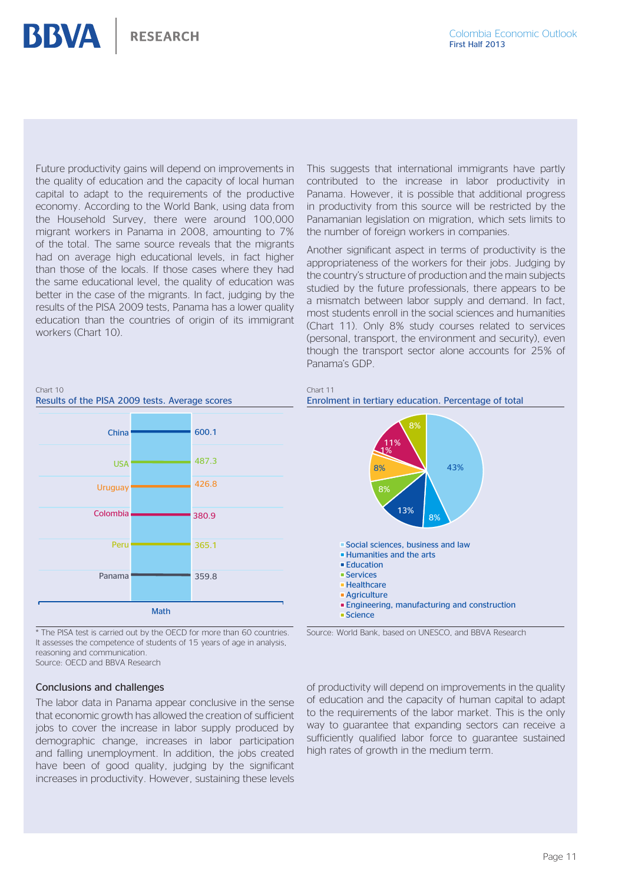Future productivity gains will depend on improvements in the quality of education and the capacity of local human capital to adapt to the requirements of the productive economy. According to the World Bank, using data from the Household Survey, there were around 100,000 migrant workers in Panama in 2008, amounting to 7% of the total. The same source reveals that the migrants had on average high educational levels, in fact higher than those of the locals. If those cases where they had the same educational level, the quality of education was better in the case of the migrants. In fact, judging by the results of the PISA 2009 tests, Panama has a lower quality education than the countries of origin of its immigrant workers (Chart 10).

This suggests that international immigrants have partly contributed to the increase in labor productivity in Panama. However, it is possible that additional progress in productivity from this source will be restricted by the Panamanian legislation on migration, which sets limits to the number of foreign workers in companies.

Another significant aspect in terms of productivity is the appropriateness of the workers for their jobs. Judging by the country's structure of production and the main subjects studied by the future professionals, there appears to be a mismatch between labor supply and demand. In fact, most students enroll in the social sciences and humanities (Chart 11). Only 8% study courses related to services (personal, transport, the environment and security), even though the transport sector alone accounts for 25% of Panama's GDP.

Chart 10

Results of the PISA 2009 tests. Average scores

| Country | Math |
|---|---|
| China | 600.1 |
| USA | 487.3 |
| Uruguay | 426.8 |
| Colombia | 380.9 |
| Peru | 365.1 |
| Panama | 359.8 |

\* The PISA test is carried out by the OECD for more than 60 countries. It assesses the competence of students of 15 years of age in analysis, reasoning and communication.

Source: OECD and BBVA Research

Chart 11

Enrolment in tertiary education. Percentage of total

| Field | % |
|---|---|
| Social sciences, business and law | 43% |
| Humanities and the arts | 8% |
| Education | 13% |
| Services | 8% |
| Healthcare | 8% |
| Agriculture | 1% |
| Engineering, manufacturing and construction | 11% |
| Science | 8% |

Source: World Bank, based on UNESCO, and BBVA Research

### Conclusions and challenges

The labor data in Panama appear conclusive in the sense that economic growth has allowed the creation of sufficient jobs to cover the increase in labor supply produced by demographic change, increases in labor participation and falling unemployment. In addition, the jobs created have been of good quality, judging by the significant increases in productivity. However, sustaining these levels of productivity will depend on improvements in the quality of education and the capacity of human capital to adapt to the requirements of the labor market. This is the only way to guarantee that expanding sectors can receive a sufficiently qualified labor force to guarantee sustained high rates of growth in the medium term.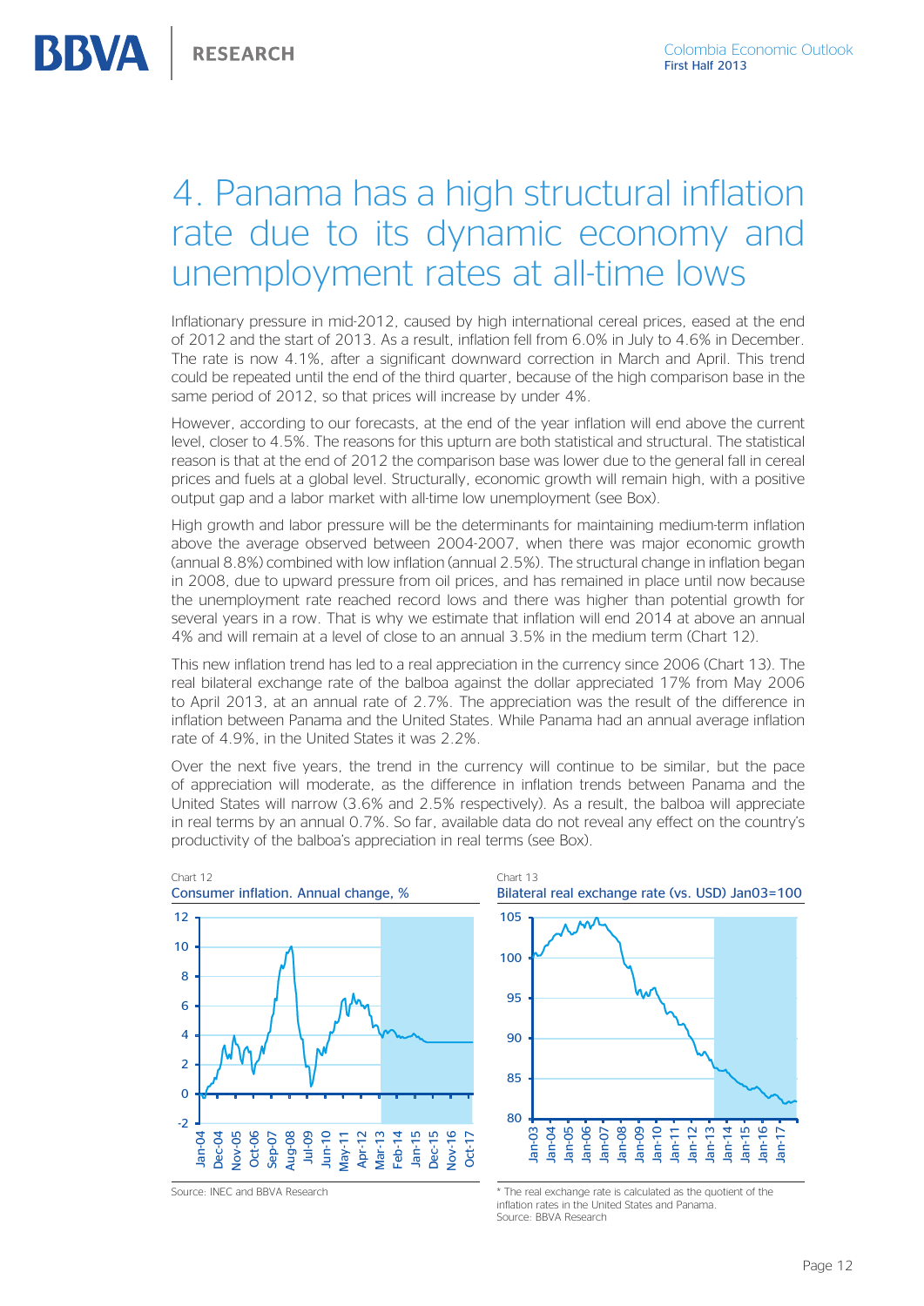# 4. Panama has a high structural inflation rate due to its dynamic economy and unemployment rates at all-time lows

Inflationary pressure in mid-2012, caused by high international cereal prices, eased at the end of 2012 and the start of 2013. As a result, inflation fell from 6.0% in July to 4.6% in December. The rate is now 4.1%, after a significant downward correction in March and April. This trend could be repeated until the end of the third quarter, because of the high comparison base in the same period of 2012, so that prices will increase by under 4%.

However, according to our forecasts, at the end of the year inflation will end above the current level, closer to 4.5%. The reasons for this upturn are both statistical and structural. The statistical reason is that at the end of 2012 the comparison base was lower due to the general fall in cereal prices and fuels at a global level. Structurally, economic growth will remain high, with a positive output gap and a labor market with all-time low unemployment (see Box).

High growth and labor pressure will be the determinants for maintaining medium-term inflation above the average observed between 2004-2007, when there was major economic growth (annual 8.8%) combined with low inflation (annual 2.5%). The structural change in inflation began in 2008, due to upward pressure from oil prices, and has remained in place until now because the unemployment rate reached record lows and there was higher than potential growth for several years in a row. That is why we estimate that inflation will end 2014 at above an annual 4% and will remain at a level of close to an annual 3.5% in the medium term (Chart 12).

This new inflation trend has led to a real appreciation in the currency since 2006 (Chart 13). The real bilateral exchange rate of the balboa against the dollar appreciated 17% from May 2006 to April 2013, at an annual rate of 2.7%. The appreciation was the result of the difference in inflation between Panama and the United States. While Panama had an annual average inflation rate of 4.9%, in the United States it was 2.2%.

Over the next five years, the trend in the currency will continue to be similar, but the pace of appreciation will moderate, as the difference in inflation trends between Panama and the United States will narrow (3.6% and 2.5% respectively). As a result, the balboa will appreciate in real terms by an annual 0.7%. So far, available data do not reveal any effect on the country's productivity of the balboa's appreciation in real terms (see Box).

Chart 12
Consumer inflation. Annual change, %

Source: INEC and BBVA Research

Chart 13
Bilateral real exchange rate (vs. USD) Jan03=100

\* The real exchange rate is calculated as the quotient of the inflation rates in the United States and Panama.
Source: BBVA Research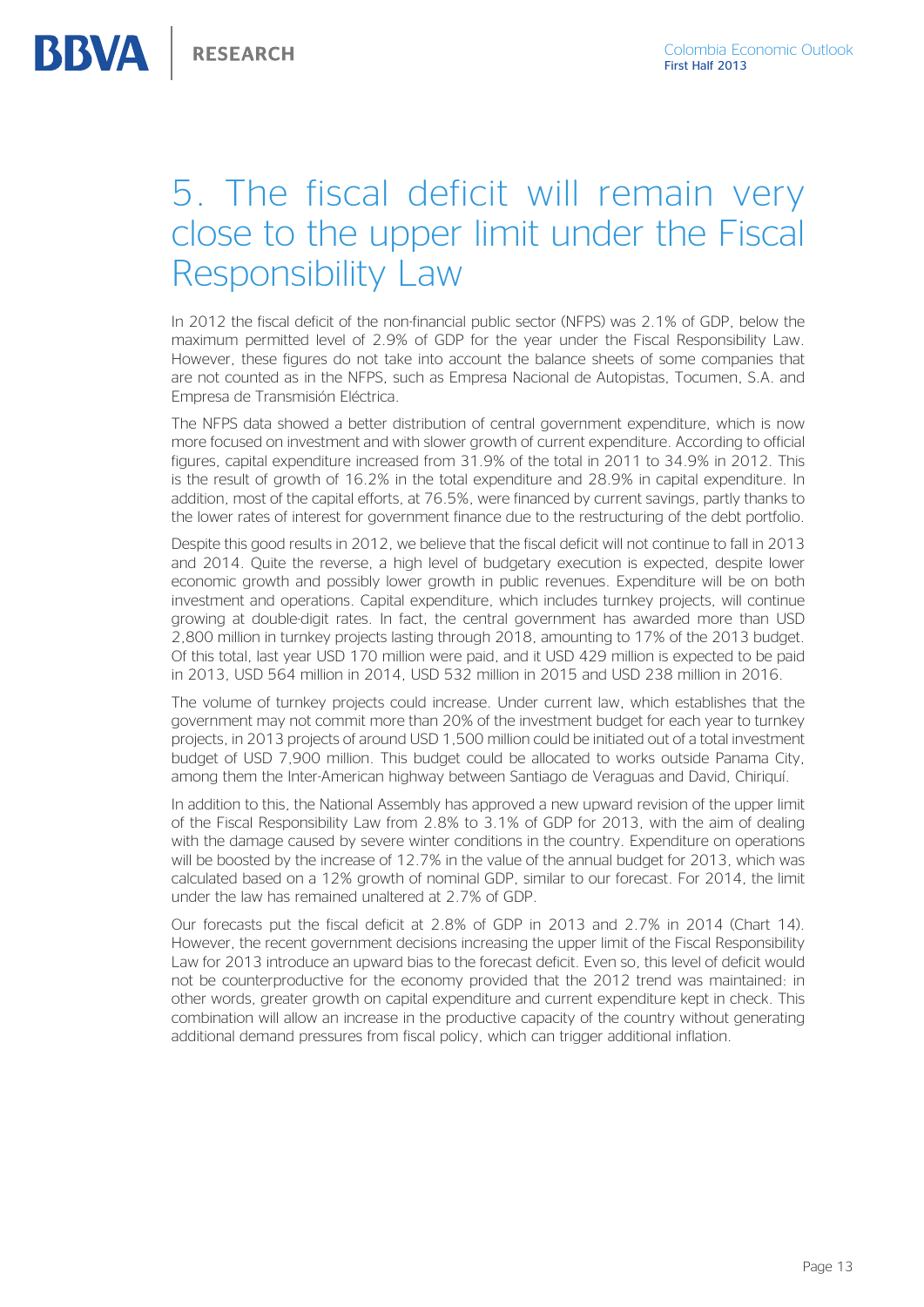# 5. The fiscal deficit will remain very close to the upper limit under the Fiscal Responsibility Law

In 2012 the fiscal deficit of the non-financial public sector (NFPS) was 2.1% of GDP, below the maximum permitted level of 2.9% of GDP for the year under the Fiscal Responsibility Law. However, these figures do not take into account the balance sheets of some companies that are not counted as in the NFPS, such as Empresa Nacional de Autopistas, Tocumen, S.A. and Empresa de Transmisión Eléctrica.

The NFPS data showed a better distribution of central government expenditure, which is now more focused on investment and with slower growth of current expenditure. According to official figures, capital expenditure increased from 31.9% of the total in 2011 to 34.9% in 2012. This is the result of growth of 16.2% in the total expenditure and 28.9% in capital expenditure. In addition, most of the capital efforts, at 76.5%, were financed by current savings, partly thanks to the lower rates of interest for government finance due to the restructuring of the debt portfolio.

Despite this good results in 2012, we believe that the fiscal deficit will not continue to fall in 2013 and 2014. Quite the reverse, a high level of budgetary execution is expected, despite lower economic growth and possibly lower growth in public revenues. Expenditure will be on both investment and operations. Capital expenditure, which includes turnkey projects, will continue growing at double-digit rates. In fact, the central government has awarded more than USD 2,800 million in turnkey projects lasting through 2018, amounting to 17% of the 2013 budget. Of this total, last year USD 170 million were paid, and it USD 429 million is expected to be paid in 2013, USD 564 million in 2014, USD 532 million in 2015 and USD 238 million in 2016.

The volume of turnkey projects could increase. Under current law, which establishes that the government may not commit more than 20% of the investment budget for each year to turnkey projects, in 2013 projects of around USD 1,500 million could be initiated out of a total investment budget of USD 7,900 million. This budget could be allocated to works outside Panama City, among them the Inter-American highway between Santiago de Veraguas and David, Chiriquí.

In addition to this, the National Assembly has approved a new upward revision of the upper limit of the Fiscal Responsibility Law from 2.8% to 3.1% of GDP for 2013, with the aim of dealing with the damage caused by severe winter conditions in the country. Expenditure on operations will be boosted by the increase of 12.7% in the value of the annual budget for 2013, which was calculated based on a 12% growth of nominal GDP, similar to our forecast. For 2014, the limit under the law has remained unaltered at 2.7% of GDP.

Our forecasts put the fiscal deficit at 2.8% of GDP in 2013 and 2.7% in 2014 (Chart 14). However, the recent government decisions increasing the upper limit of the Fiscal Responsibility Law for 2013 introduce an upward bias to the forecast deficit. Even so, this level of deficit would not be counterproductive for the economy provided that the 2012 trend was maintained: in other words, greater growth on capital expenditure and current expenditure kept in check. This combination will allow an increase in the productive capacity of the country without generating additional demand pressures from fiscal policy, which can trigger additional inflation.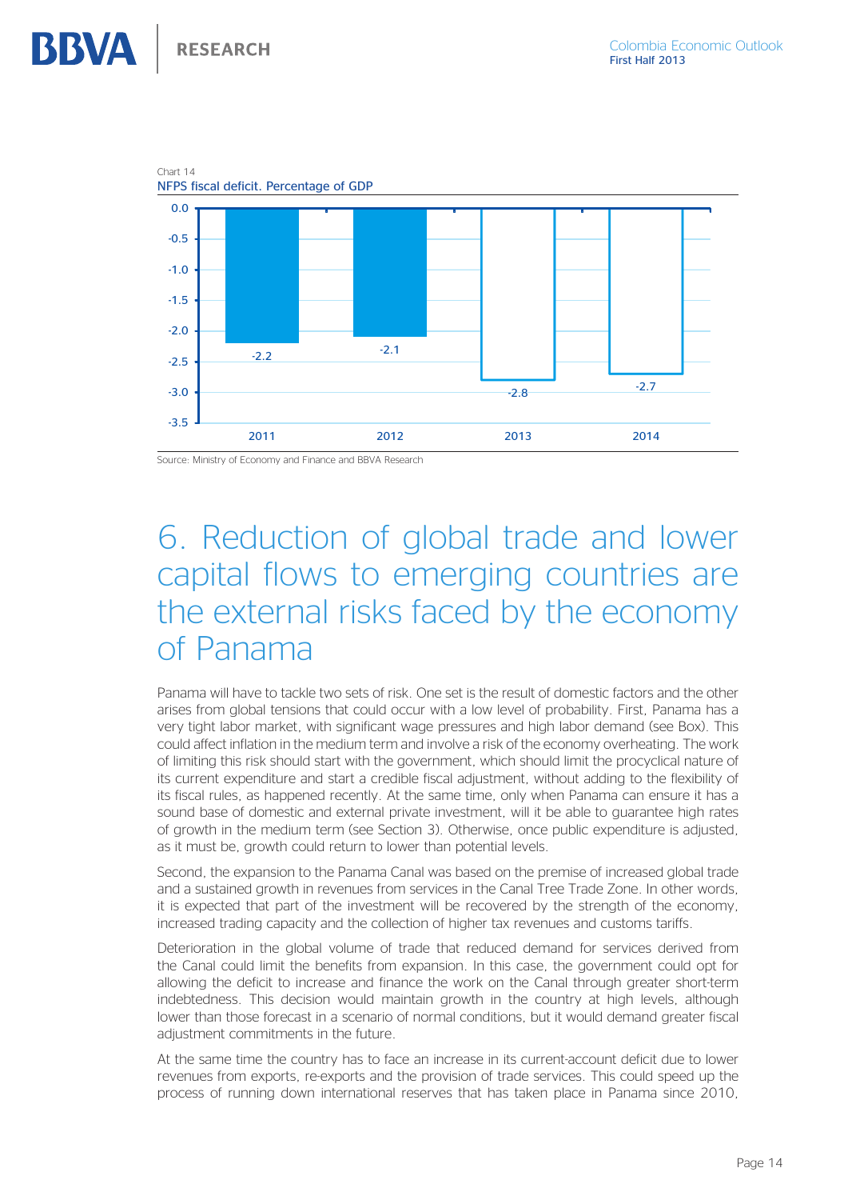Chart 14

NFPS fiscal deficit. Percentage of GDP

| Year | NFPS fiscal deficit (% of GDP) |
|---|---|
| 2011 | -2.2 |
| 2012 | -2.1 |
| 2013 | -2.8 |
| 2014 | -2.7 |

Source: Ministry of Economy and Finance and BBVA Research

# 6. Reduction of global trade and lower capital flows to emerging countries are the external risks faced by the economy of Panama

Panama will have to tackle two sets of risk. One set is the result of domestic factors and the other arises from global tensions that could occur with a low level of probability. First, Panama has a very tight labor market, with significant wage pressures and high labor demand (see Box). This could affect inflation in the medium term and involve a risk of the economy overheating. The work of limiting this risk should start with the government, which should limit the procyclical nature of its current expenditure and start a credible fiscal adjustment, without adding to the flexibility of its fiscal rules, as happened recently. At the same time, only when Panama can ensure it has a sound base of domestic and external private investment, will it be able to guarantee high rates of growth in the medium term (see Section 3). Otherwise, once public expenditure is adjusted, as it must be, growth could return to lower than potential levels.

Second, the expansion to the Panama Canal was based on the premise of increased global trade and a sustained growth in revenues from services in the Canal Tree Trade Zone. In other words, it is expected that part of the investment will be recovered by the strength of the economy, increased trading capacity and the collection of higher tax revenues and customs tariffs.

Deterioration in the global volume of trade that reduced demand for services derived from the Canal could limit the benefits from expansion. In this case, the government could opt for allowing the deficit to increase and finance the work on the Canal through greater short-term indebtedness. This decision would maintain growth in the country at high levels, although lower than those forecast in a scenario of normal conditions, but it would demand greater fiscal adjustment commitments in the future.

At the same time the country has to face an increase in its current-account deficit due to lower revenues from exports, re-exports and the provision of trade services. This could speed up the process of running down international reserves that has taken place in Panama since 2010,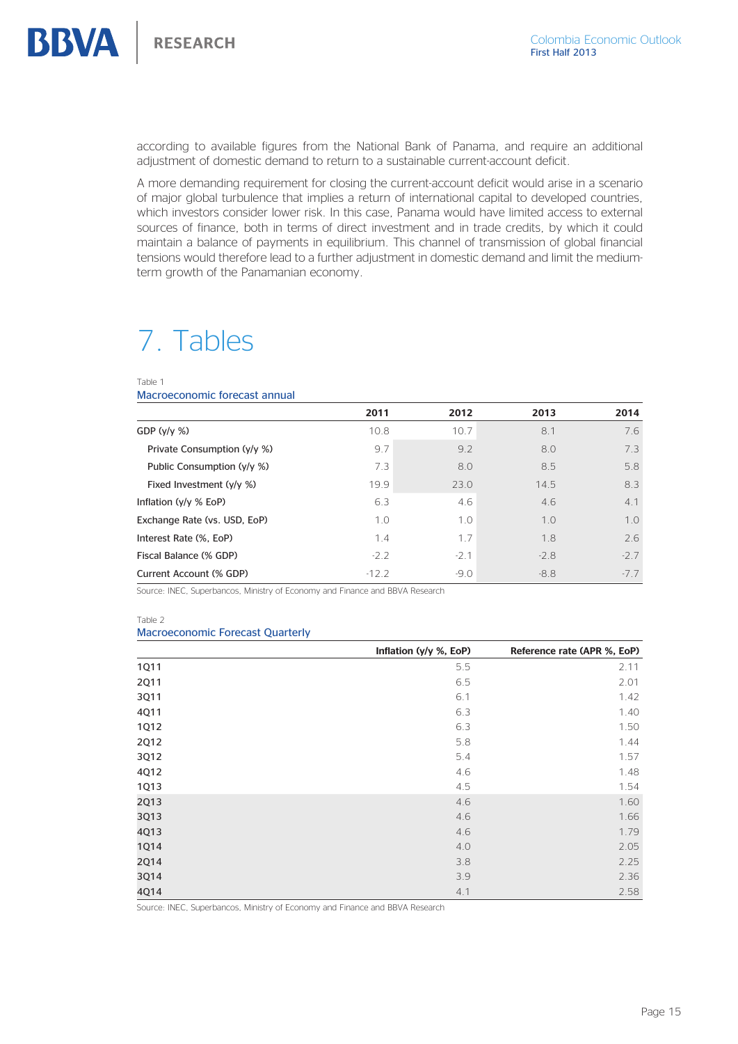according to available figures from the National Bank of Panama, and require an additional adjustment of domestic demand to return to a sustainable current-account deficit.

A more demanding requirement for closing the current-account deficit would arise in a scenario of major global turbulence that implies a return of international capital to developed countries, which investors consider lower risk. In this case, Panama would have limited access to external sources of finance, both in terms of direct investment and in trade credits, by which it could maintain a balance of payments in equilibrium. This channel of transmission of global financial tensions would therefore lead to a further adjustment in domestic demand and limit the medium-term growth of the Panamanian economy.

# 7. Tables

Table 1

Macroeconomic forecast annual

| | 2011 | 2012 | 2013 | 2014 |
|---|---|---|---|---|
| GDP (y/y %) | 10.8 | 10.7 | 8.1 | 7.6 |
| Private Consumption (y/y %) | 9.7 | 9.2 | 8.0 | 7.3 |
| Public Consumption (y/y %) | 7.3 | 8.0 | 8.5 | 5.8 |
| Fixed Investment (y/y %) | 19.9 | 23.0 | 14.5 | 8.3 |
| Inflation (y/y % EoP) | 6.3 | 4.6 | 4.6 | 4.1 |
| Exchange Rate (vs. USD, EoP) | 1.0 | 1.0 | 1.0 | 1.0 |
| Interest Rate (%, EoP) | 1.4 | 1.7 | 1.8 | 2.6 |
| Fiscal Balance (% GDP) | -2.2 | -2.1 | -2.8 | -2.7 |
| Current Account (% GDP) | -12.2 | -9.0 | -8.8 | -7.7 |

Source: INEC, Superbancos, Ministry of Economy and Finance and BBVA Research

Table 2

Macroeconomic Forecast Quarterly

| | Inflation (y/y %, EoP) | Reference rate (APR %, EoP) |
|---|---|---|
| 1Q11 | 5.5 | 2.11 |
| 2Q11 | 6.5 | 2.01 |
| 3Q11 | 6.1 | 1.42 |
| 4Q11 | 6.3 | 1.40 |
| 1Q12 | 6.3 | 1.50 |
| 2Q12 | 5.8 | 1.44 |
| 3Q12 | 5.4 | 1.57 |
| 4Q12 | 4.6 | 1.48 |
| 1Q13 | 4.5 | 1.54 |
| 2Q13 | 4.6 | 1.60 |
| 3Q13 | 4.6 | 1.66 |
| 4Q13 | 4.6 | 1.79 |
| 1Q14 | 4.0 | 2.05 |
| 2Q14 | 3.8 | 2.25 |
| 3Q14 | 3.9 | 2.36 |
| 4Q14 | 4.1 | 2.58 |

Source: INEC, Superbancos, Ministry of Economy and Finance and BBVA Research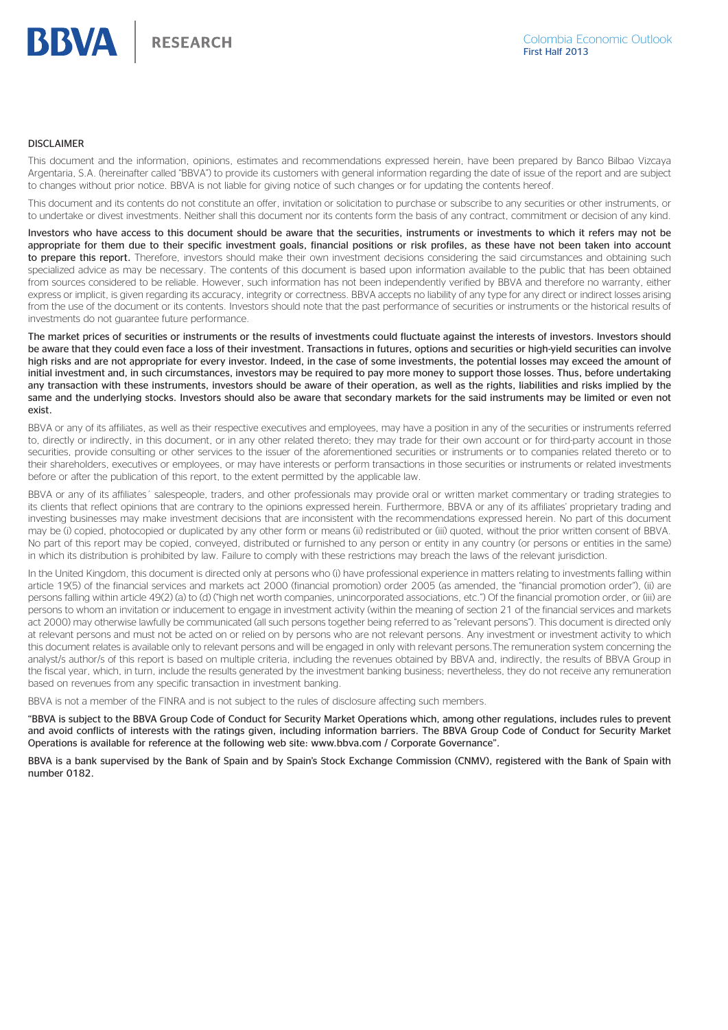### DISCLAIMER

This document and the information, opinions, estimates and recommendations expressed herein, have been prepared by Banco Bilbao Vizcaya Argentaria, S.A. (hereinafter called "BBVA") to provide its customers with general information regarding the date of issue of the report and are subject to changes without prior notice. BBVA is not liable for giving notice of such changes or for updating the contents hereof.

This document and its contents do not constitute an offer, invitation or solicitation to purchase or subscribe to any securities or other instruments, or to undertake or divest investments. Neither shall this document nor its contents form the basis of any contract, commitment or decision of any kind.

**Investors who have access to this document should be aware that the securities, instruments or investments to which it refers may not be appropriate for them due to their specific investment goals, financial positions or risk profiles, as these have not been taken into account to prepare this report.** Therefore, investors should make their own investment decisions considering the said circumstances and obtaining such specialized advice as may be necessary. The contents of this document is based upon information available to the public that has been obtained from sources considered to be reliable. However, such information has not been independently verified by BBVA and therefore no warranty, either express or implicit, is given regarding its accuracy, integrity or correctness. BBVA accepts no liability of any type for any direct or indirect losses arising from the use of the document or its contents. Investors should note that the past performance of securities or instruments or the historical results of investments do not guarantee future performance.

**The market prices of securities or instruments or the results of investments could fluctuate against the interests of investors. Investors should be aware that they could even face a loss of their investment. Transactions in futures, options and securities or high-yield securities can involve high risks and are not appropriate for every investor. Indeed, in the case of some investments, the potential losses may exceed the amount of initial investment and, in such circumstances, investors may be required to pay more money to support those losses. Thus, before undertaking any transaction with these instruments, investors should be aware of their operation, as well as the rights, liabilities and risks implied by the same and the underlying stocks. Investors should also be aware that secondary markets for the said instruments may be limited or even not exist.**

BBVA or any of its affiliates, as well as their respective executives and employees, may have a position in any of the securities or instruments referred to, directly or indirectly, in this document, or in any other related thereto; they may trade for their own account or for third-party account in those securities, provide consulting or other services to the issuer of the aforementioned securities or instruments or to companies related thereto or to their shareholders, executives or employees, or may have interests or perform transactions in those securities or instruments or related investments before or after the publication of this report, to the extent permitted by the applicable law.

BBVA or any of its affiliates´ salespeople, traders, and other professionals may provide oral or written market commentary or trading strategies to its clients that reflect opinions that are contrary to the opinions expressed herein. Furthermore, BBVA or any of its affiliates' proprietary trading and investing businesses may make investment decisions that are inconsistent with the recommendations expressed herein. No part of this document may be (i) copied, photocopied or duplicated by any other form or means (ii) redistributed or (iii) quoted, without the prior written consent of BBVA. No part of this report may be copied, conveyed, distributed or furnished to any person or entity in any country (or persons or entities in the same) in which its distribution is prohibited by law. Failure to comply with these restrictions may breach the laws of the relevant jurisdiction.

In the United Kingdom, this document is directed only at persons who (i) have professional experience in matters relating to investments falling within article 19(5) of the financial services and markets act 2000 (financial promotion) order 2005 (as amended, the "financial promotion order"), (ii) are persons falling within article 49(2) (a) to (d) ("high net worth companies, unincorporated associations, etc.") Of the financial promotion order, or (iii) are persons to whom an invitation or inducement to engage in investment activity (within the meaning of section 21 of the financial services and markets act 2000) may otherwise lawfully be communicated (all such persons together being referred to as "relevant persons"). This document is directed only at relevant persons and must not be acted on or relied on by persons who are not relevant persons. Any investment or investment activity to which this document relates is available only to relevant persons and will be engaged in only with relevant persons.The remuneration system concerning the analyst/s author/s of this report is based on multiple criteria, including the revenues obtained by BBVA and, indirectly, the results of BBVA Group in the fiscal year, which, in turn, include the results generated by the investment banking business; nevertheless, they do not receive any remuneration based on revenues from any specific transaction in investment banking.

BBVA is not a member of the FINRA and is not subject to the rules of disclosure affecting such members.

**"BBVA is subject to the BBVA Group Code of Conduct for Security Market Operations which, among other regulations, includes rules to prevent and avoid conflicts of interests with the ratings given, including information barriers. The BBVA Group Code of Conduct for Security Market Operations is available for reference at the following web site: www.bbva.com / Corporate Governance".**

**BBVA is a bank supervised by the Bank of Spain and by Spain's Stock Exchange Commission (CNMV), registered with the Bank of Spain with number 0182.**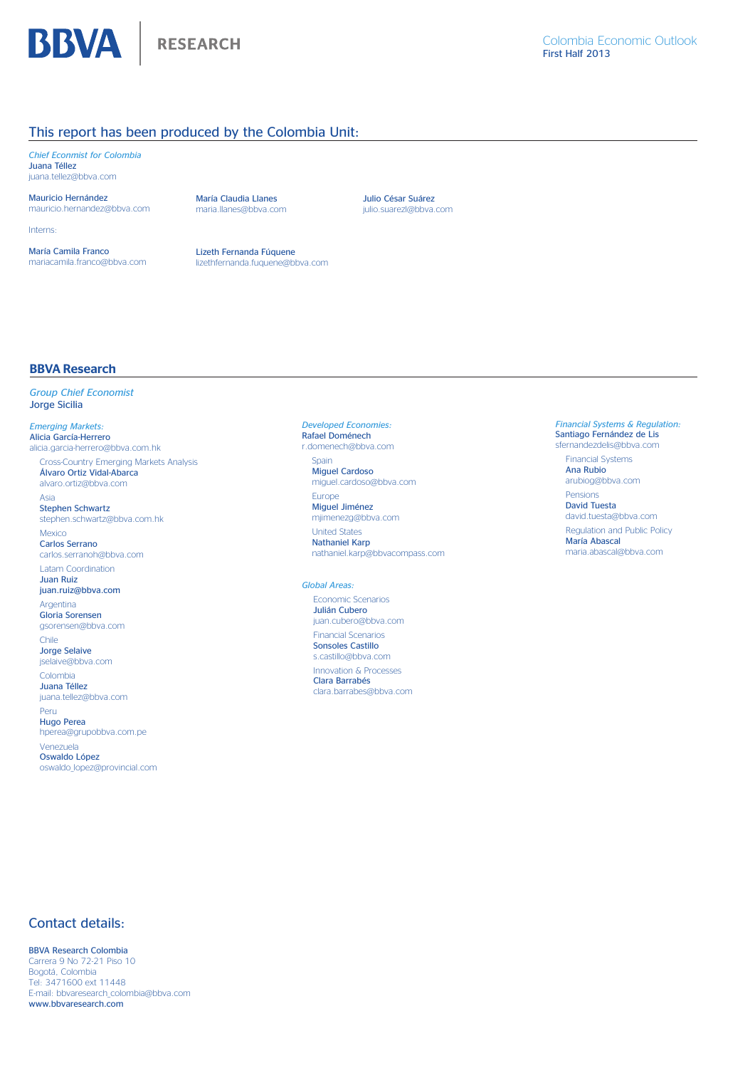## This report has been produced by the Colombia Unit:

*Chief Econmist for Colombia*
**Juana Téllez**
juana.tellez@bbva.com

**Mauricio Hernández**
mauricio.hernandez@bbva.com

**María Claudia Llanes**
maria.llanes@bbva.com

**Julio César Suárez**
julio.suarezl@bbva.com

Interns:

**María Camila Franco**
mariacamila.franco@bbva.com

**Lizeth Fernanda Fúquene**
lizethfernanda.fuquene@bbva.com

## BBVA Research

*Group Chief Economist*
**Jorge Sicilia**

*Emerging Markets:*
**Alicia García-Herrero**
alicia.garcia-herrero@bbva.com.hk

Cross-Country Emerging Markets Analysis
**Álvaro Ortiz Vidal-Abarca**
alvaro.ortiz@bbva.com

Asia
**Stephen Schwartz**
stephen.schwartz@bbva.com.hk

Mexico
**Carlos Serrano**
carlos.serranoh@bbva.com

Latam Coordination
**Juan Ruiz**
juan.ruiz@bbva.com

Argentina
**Gloria Sorensen**
gsorensen@bbva.com

Chile
**Jorge Selaive**
jselaive@bbva.com

Colombia
**Juana Téllez**
juana.tellez@bbva.com

Peru
**Hugo Perea**
hperea@grupobbva.com.pe

Venezuela
**Oswaldo López**
oswaldo_lopez@provincial.com

*Developed Economies:*
**Rafael Doménech**
r.domenech@bbva.com

Spain
**Miguel Cardoso**
miguel.cardoso@bbva.com

Europe
**Miguel Jiménez**
mjimenezg@bbva.com

United States
**Nathaniel Karp**
nathaniel.karp@bbvacompass.com

*Global Areas:*

Economic Scenarios
**Julián Cubero**
juan.cubero@bbva.com

Financial Scenarios
**Sonsoles Castillo**
s.castillo@bbva.com

Innovation & Processes
**Clara Barrabés**
clara.barrabes@bbva.com

*Financial Systems & Regulation:*
**Santiago Fernández de Lis**
sfernandezdelis@bbva.com

Financial Systems
**Ana Rubio**
arubiog@bbva.com

Pensions
**David Tuesta**
david.tuesta@bbva.com

Regulation and Public Policy
**María Abascal**
maria.abascal@bbva.com

## Contact details:

**BBVA Research Colombia**
Carrera 9 No 72-21 Piso 10
Bogotá, Colombia
Tel: 3471600 ext 11448
E-mail: bbvaresearch_colombia@bbva.com
**www.bbvaresearch.com**